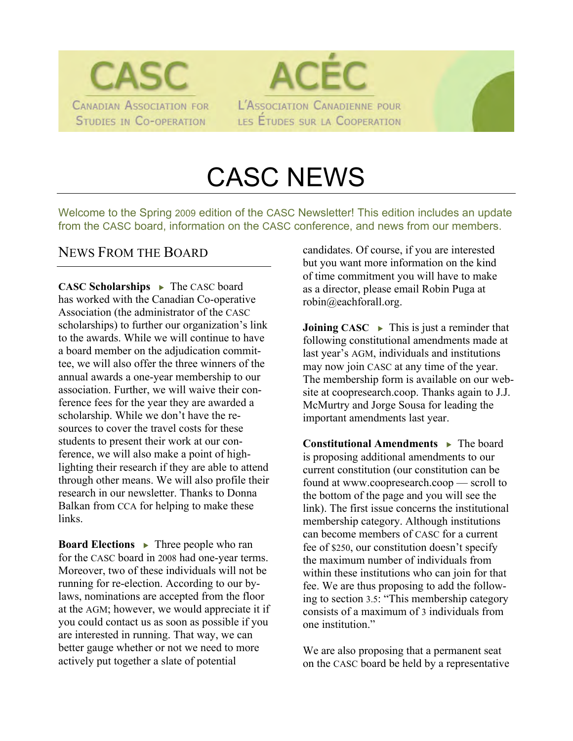CASC

Canadian Association for Studies in Co-operation

ACÉC

L'Association Canadienne pour les Études sur la Cooperation

# CASC NEWS

Welcome to the Spring 2009 edition of the CASC Newsletter! This edition includes an update from the CASC board, information on the CASC conference, and news from our members.

## News From the Board

**CASC Scholarships** ► The CASC board has worked with the Canadian Co-operative Association (the administrator of the CASC scholarships) to further our organization's link to the awards. While we will continue to have a board member on the adjudication committee, we will also offer the three winners of the annual awards a one-year membership to our association. Further, we will waive their conference fees for the year they are awarded a scholarship. While we don't have the resources to cover the travel costs for these students to present their work at our conference, we will also make a point of highlighting their research if they are able to attend through other means. We will also profile their research in our newsletter. Thanks to Donna Balkan from CCA for helping to make these links.

**Board Elections** ► Three people who ran for the CASC board in 2008 had one-year terms. Moreover, two of these individuals will not be running for re-election. According to our by-laws, nominations are accepted from the floor at the AGM; however, we would appreciate it if you could contact us as soon as possible if you are interested in running. That way, we can better gauge whether or not we need to more actively put together a slate of potential candidates. Of course, if you are interested but you want more information on the kind of time commitment you will have to make as a director, please email Robin Puga at robin@eachforall.org.

**Joining CASC** ► This is just a reminder that following constitutional amendments made at last year's AGM, individuals and institutions may now join CASC at any time of the year. The membership form is available on our website at coopresearch.coop. Thanks again to J.J. McMurtry and Jorge Sousa for leading the important amendments last year.

**Constitutional Amendments** ► The board is proposing additional amendments to our current constitution (our constitution can be found at www.coopresearch.coop — scroll to the bottom of the page and you will see the link). The first issue concerns the institutional membership category. Although institutions can become members of CASC for a current fee of $250, our constitution doesn't specify the maximum number of individuals from within these institutions who can join for that fee. We are thus proposing to add the following to section 3.5: "This membership category consists of a maximum of 3 individuals from one institution."

We are also proposing that a permanent seat on the CASC board be held by a representative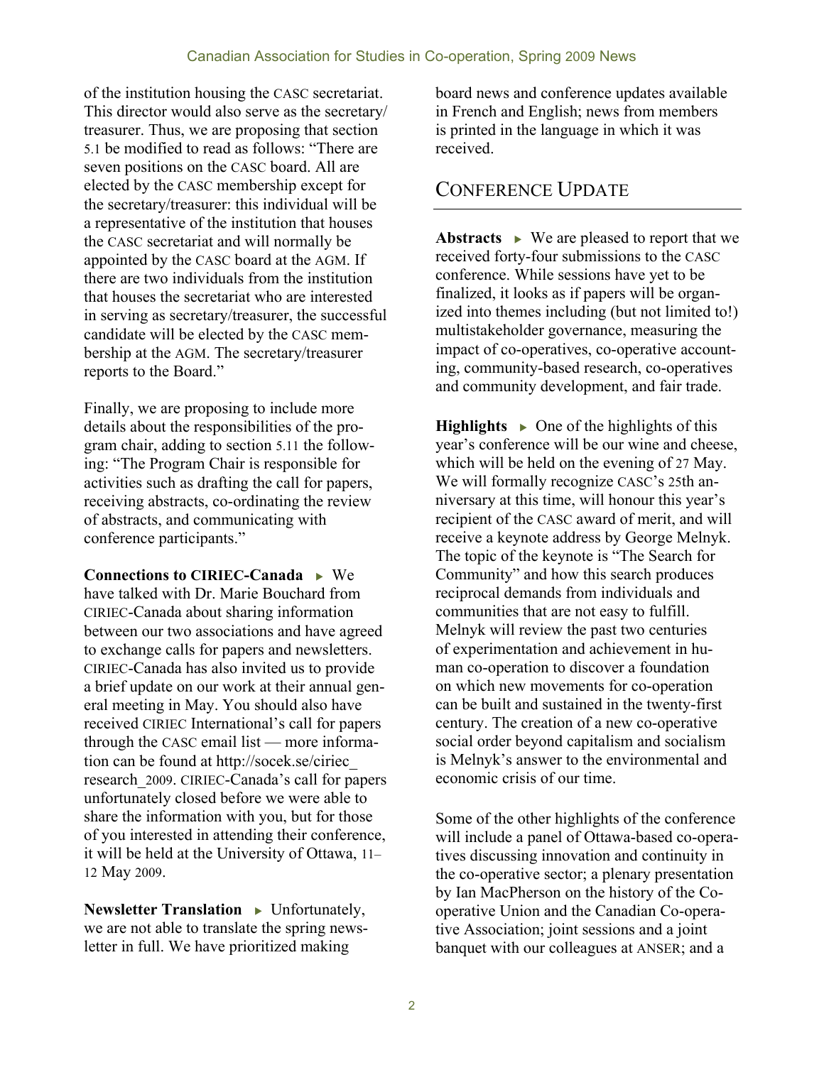of the institution housing the CASC secretariat. This director would also serve as the secretary/treasurer. Thus, we are proposing that section 5.1 be modified to read as follows: "There are seven positions on the CASC board. All are elected by the CASC membership except for the secretary/treasurer: this individual will be a representative of the institution that houses the CASC secretariat and will normally be appointed by the CASC board at the AGM. If there are two individuals from the institution that houses the secretariat who are interested in serving as secretary/treasurer, the successful candidate will be elected by the CASC membership at the AGM. The secretary/treasurer reports to the Board."

Finally, we are proposing to include more details about the responsibilities of the program chair, adding to section 5.11 the following: "The Program Chair is responsible for activities such as drafting the call for papers, receiving abstracts, co-ordinating the review of abstracts, and communicating with conference participants."

**Connections to CIRIEC-Canada** ► We have talked with Dr. Marie Bouchard from CIRIEC-Canada about sharing information between our two associations and have agreed to exchange calls for papers and newsletters. CIRIEC-Canada has also invited us to provide a brief update on our work at their annual general meeting in May. You should also have received CIRIEC International's call for papers through the CASC email list — more information can be found at http://socek.se/ciriec_research_2009. CIRIEC-Canada's call for papers unfortunately closed before we were able to share the information with you, but for those of you interested in attending their conference, it will be held at the University of Ottawa, 11–12 May 2009.

**Newsletter Translation** ► Unfortunately, we are not able to translate the spring newsletter in full. We have prioritized making board news and conference updates available in French and English; news from members is printed in the language in which it was received.

## Conference Update

**Abstracts** ► We are pleased to report that we received forty-four submissions to the CASC conference. While sessions have yet to be finalized, it looks as if papers will be organized into themes including (but not limited to!) multistakeholder governance, measuring the impact of co-operatives, co-operative accounting, community-based research, co-operatives and community development, and fair trade.

**Highlights** ► One of the highlights of this year's conference will be our wine and cheese, which will be held on the evening of 27 May. We will formally recognize CASC's 25th anniversary at this time, will honour this year's recipient of the CASC award of merit, and will receive a keynote address by George Melnyk. The topic of the keynote is "The Search for Community" and how this search produces reciprocal demands from individuals and communities that are not easy to fulfill. Melnyk will review the past two centuries of experimentation and achievement in human co-operation to discover a foundation on which new movements for co-operation can be built and sustained in the twenty-first century. The creation of a new co-operative social order beyond capitalism and socialism is Melnyk's answer to the environmental and economic crisis of our time.

Some of the other highlights of the conference will include a panel of Ottawa-based co-operatives discussing innovation and continuity in the co-operative sector; a plenary presentation by Ian MacPherson on the history of the Co-operative Union and the Canadian Co-operative Association; joint sessions and a joint banquet with our colleagues at ANSER; and a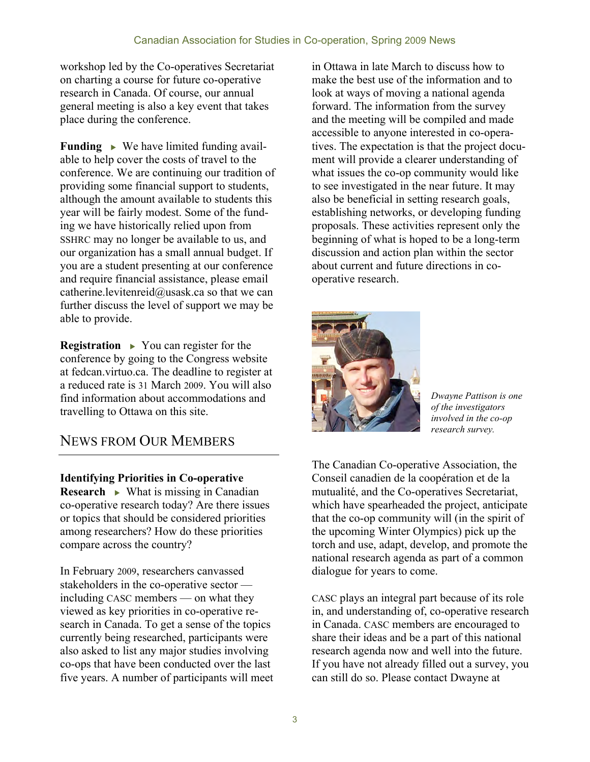workshop led by the Co-operatives Secretariat on charting a course for future co-operative research in Canada. Of course, our annual general meeting is also a key event that takes place during the conference.

**Funding** ▸ We have limited funding available to help cover the costs of travel to the conference. We are continuing our tradition of providing some financial support to students, although the amount available to students this year will be fairly modest. Some of the funding we have historically relied upon from SSHRC may no longer be available to us, and our organization has a small annual budget. If you are a student presenting at our conference and require financial assistance, please email catherine.levitenreid@usask.ca so that we can further discuss the level of support we may be able to provide.

**Registration** ▸ You can register for the conference by going to the Congress website at fedcan.virtuo.ca. The deadline to register at a reduced rate is 31 March 2009. You will also find information about accommodations and travelling to Ottawa on this site.

## News from Our Members

**Identifying Priorities in Co-operative Research** ▸ What is missing in Canadian co-operative research today? Are there issues or topics that should be considered priorities among researchers? How do these priorities compare across the country?

In February 2009, researchers canvassed stakeholders in the co-operative sector — including CASC members — on what they viewed as key priorities in co-operative research in Canada. To get a sense of the topics currently being researched, participants were also asked to list any major studies involving co-ops that have been conducted over the last five years. A number of participants will meet in Ottawa in late March to discuss how to make the best use of the information and to look at ways of moving a national agenda forward. The information from the survey and the meeting will be compiled and made accessible to anyone interested in co-operatives. The expectation is that the project document will provide a clearer understanding of what issues the co-op community would like to see investigated in the near future. It may also be beneficial in setting research goals, establishing networks, or developing funding proposals. These activities represent only the beginning of what is hoped to be a long-term discussion and action plan within the sector about current and future directions in co-operative research.

*Dwayne Pattison is one of the investigators involved in the co-op research survey.*

The Canadian Co-operative Association, the Conseil canadien de la coopération et de la mutualité, and the Co-operatives Secretariat, which have spearheaded the project, anticipate that the co-op community will (in the spirit of the upcoming Winter Olympics) pick up the torch and use, adapt, develop, and promote the national research agenda as part of a common dialogue for years to come.

CASC plays an integral part because of its role in, and understanding of, co-operative research in Canada. CASC members are encouraged to share their ideas and be a part of this national research agenda now and well into the future. If you have not already filled out a survey, you can still do so. Please contact Dwayne at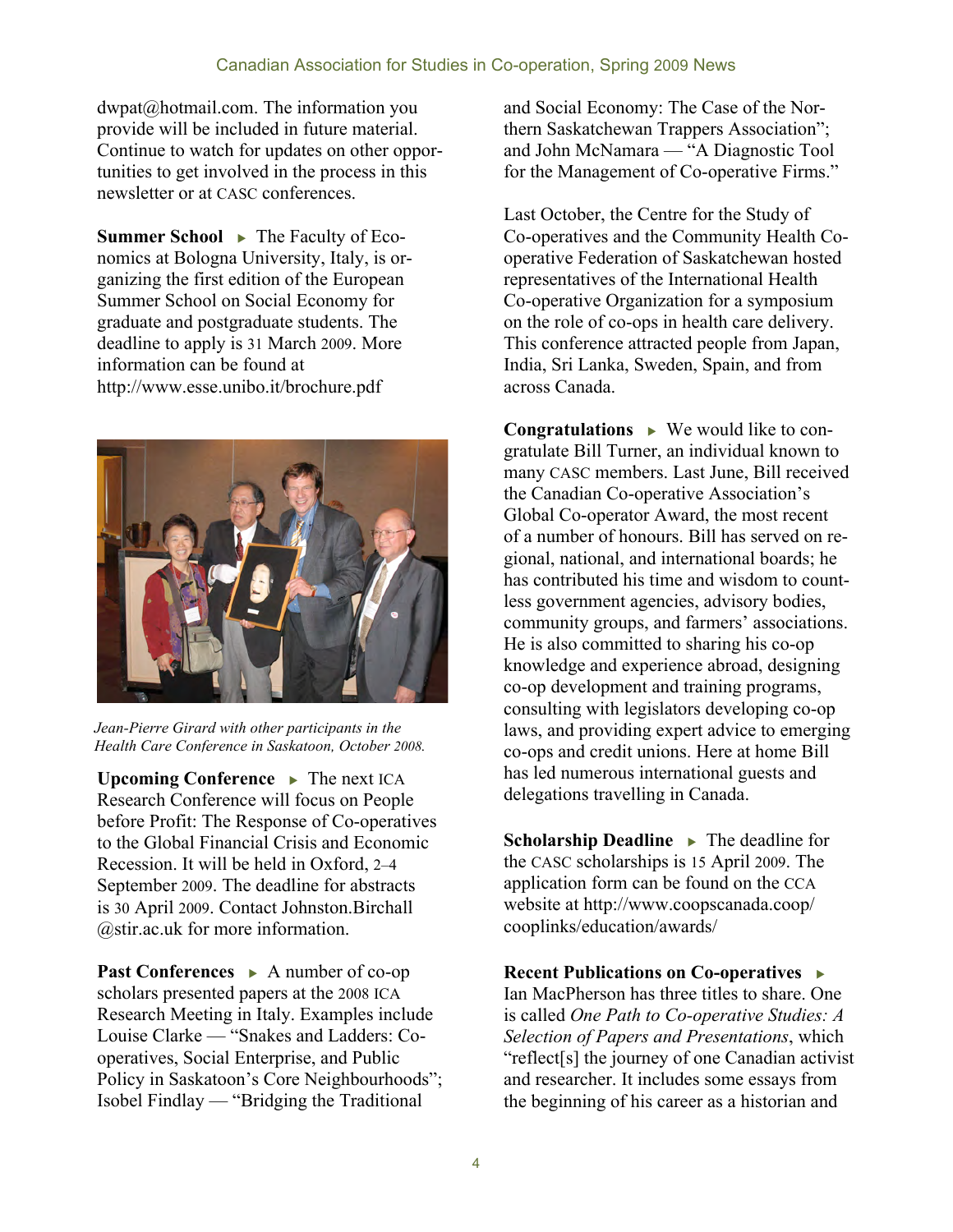dwpat@hotmail.com. The information you provide will be included in future material. Continue to watch for updates on other opportunities to get involved in the process in this newsletter or at CASC conferences.

**Summer School** ▸ The Faculty of Economics at Bologna University, Italy, is organizing the first edition of the European Summer School on Social Economy for graduate and postgraduate students. The deadline to apply is 31 March 2009. More information can be found at http://www.esse.unibo.it/brochure.pdf

*Jean-Pierre Girard with other participants in the Health Care Conference in Saskatoon, October 2008.*

**Upcoming Conference** ▸ The next ICA Research Conference will focus on People before Profit: The Response of Co-operatives to the Global Financial Crisis and Economic Recession. It will be held in Oxford, 2–4 September 2009. The deadline for abstracts is 30 April 2009. Contact Johnston.Birchall @stir.ac.uk for more information.

**Past Conferences** ▸ A number of co-op scholars presented papers at the 2008 ICA Research Meeting in Italy. Examples include Louise Clarke — "Snakes and Ladders: Co-operatives, Social Enterprise, and Public Policy in Saskatoon's Core Neighbourhoods"; Isobel Findlay — "Bridging the Traditional and Social Economy: The Case of the Northern Saskatchewan Trappers Association"; and John McNamara — "A Diagnostic Tool for the Management of Co-operative Firms."

Last October, the Centre for the Study of Co-operatives and the Community Health Co-operative Federation of Saskatchewan hosted representatives of the International Health Co-operative Organization for a symposium on the role of co-ops in health care delivery. This conference attracted people from Japan, India, Sri Lanka, Sweden, Spain, and from across Canada.

**Congratulations** ▸ We would like to congratulate Bill Turner, an individual known to many CASC members. Last June, Bill received the Canadian Co-operative Association's Global Co-operator Award, the most recent of a number of honours. Bill has served on regional, national, and international boards; he has contributed his time and wisdom to countless government agencies, advisory bodies, community groups, and farmers' associations. He is also committed to sharing his co-op knowledge and experience abroad, designing co-op development and training programs, consulting with legislators developing co-op laws, and providing expert advice to emerging co-ops and credit unions. Here at home Bill has led numerous international guests and delegations travelling in Canada.

**Scholarship Deadline** ▸ The deadline for the CASC scholarships is 15 April 2009. The application form can be found on the CCA website at http://www.coopscanada.coop/cooplinks/education/awards/

**Recent Publications on Co-operatives** ▸ Ian MacPherson has three titles to share. One is called *One Path to Co-operative Studies: A Selection of Papers and Presentations*, which "reflect[s] the journey of one Canadian activist and researcher. It includes some essays from the beginning of his career as a historian and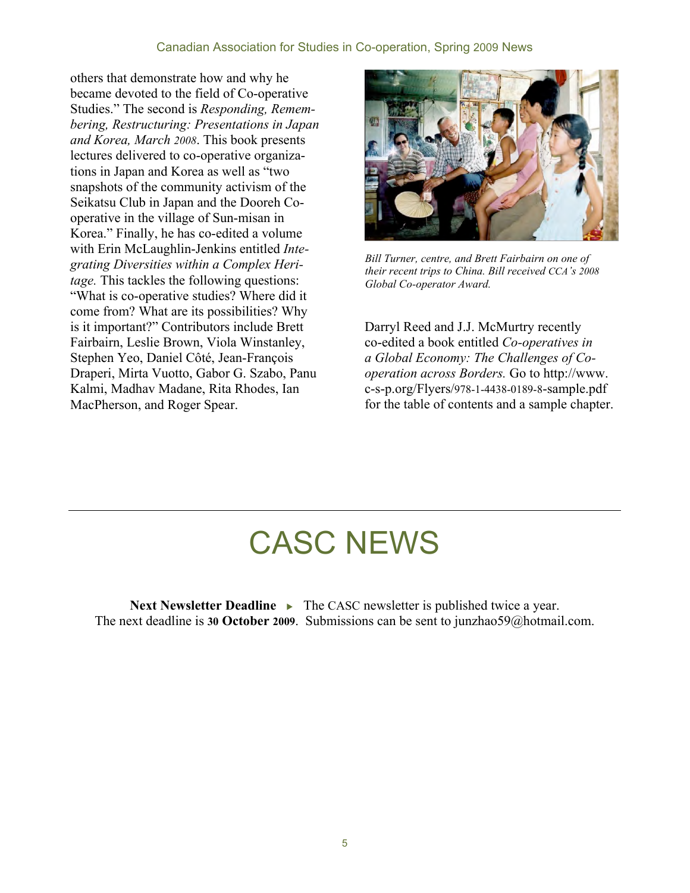others that demonstrate how and why he became devoted to the field of Co-operative Studies." The second is *Responding, Remembering, Restructuring: Presentations in Japan and Korea, March 2008*. This book presents lectures delivered to co-operative organizations in Japan and Korea as well as "two snapshots of the community activism of the Seikatsu Club in Japan and the Dooreh Co-operative in the village of Sun-misan in Korea." Finally, he has co-edited a volume with Erin McLaughlin-Jenkins entitled *Integrating Diversities within a Complex Heritage.* This tackles the following questions: "What is co-operative studies? Where did it come from? What are its possibilities? Why is it important?" Contributors include Brett Fairbairn, Leslie Brown, Viola Winstanley, Stephen Yeo, Daniel Côté, Jean-François Draperi, Mirta Vuotto, Gabor G. Szabo, Panu Kalmi, Madhav Madane, Rita Rhodes, Ian MacPherson, and Roger Spear.

*Bill Turner, centre, and Brett Fairbairn on one of their recent trips to China. Bill received CCA's 2008 Global Co-operator Award.*

Darryl Reed and J.J. McMurtry recently co-edited a book entitled *Co-operatives in a Global Economy: The Challenges of Co-operation across Borders.* Go to http://www.c-s-p.org/Flyers/978-1-4438-0189-8-sample.pdf for the table of contents and a sample chapter.

# CASC NEWS

**Next Newsletter Deadline** ▸ The CASC newsletter is published twice a year. The next deadline is **30 October 2009**. Submissions can be sent to junzhao59@hotmail.com.